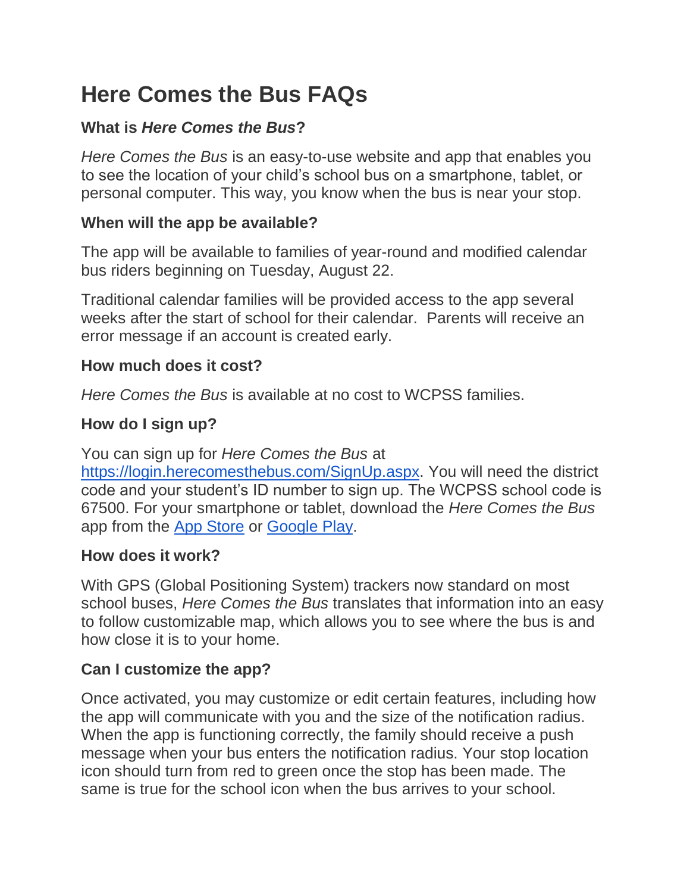# Here Comes the Bus FAQs

### What is *Here Comes the Bus*?

*Here Comes the Bus* is an easy-to-use website and app that enables you to see the location of your child's school bus on a smartphone, tablet, or personal computer. This way, you know when the bus is near your stop.

### When will the app be available?

The app will be available to families of year-round and modified calendar bus riders beginning on Tuesday, August 22.

Traditional calendar families will be provided access to the app several weeks after the start of school for their calendar. Parents will receive an error message if an account is created early.

### How much does it cost?

*Here Comes the Bus* is available at no cost to WCPSS families.

### How do I sign up?

You can sign up for *Here Comes the Bus* at [https://login.herecomesthebus.com/SignUp.aspx](https://login.herecomesthebus.com/SignUp.aspx). You will need the district code and your student's ID number to sign up. The WCPSS school code is 67500. For your smartphone or tablet, download the *Here Comes the Bus* app from the App Store or Google Play.

### How does it work?

With GPS (Global Positioning System) trackers now standard on most school buses, *Here Comes the Bus* translates that information into an easy to follow customizable map, which allows you to see where the bus is and how close it is to your home.

### Can I customize the app?

Once activated, you may customize or edit certain features, including how the app will communicate with you and the size of the notification radius. When the app is functioning correctly, the family should receive a push message when your bus enters the notification radius. Your stop location icon should turn from red to green once the stop has been made. The same is true for the school icon when the bus arrives to your school.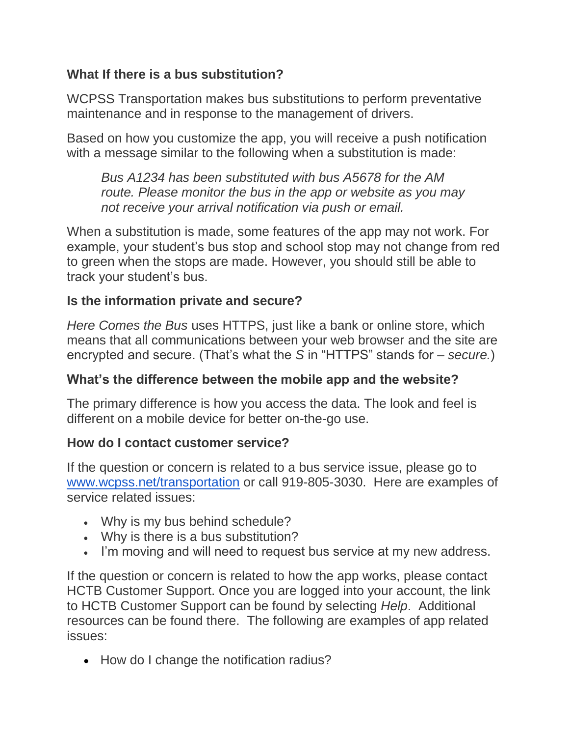### What If there is a bus substitution?

WCPSS Transportation makes bus substitutions to perform preventative maintenance and in response to the management of drivers.

Based on how you customize the app, you will receive a push notification with a message similar to the following when a substitution is made:

> *Bus A1234 has been substituted with bus A5678 for the AM route. Please monitor the bus in the app or website as you may not receive your arrival notification via push or email.*

When a substitution is made, some features of the app may not work. For example, your student's bus stop and school stop may not change from red to green when the stops are made. However, you should still be able to track your student's bus.

### Is the information private and secure?

*Here Comes the Bus* uses HTTPS, just like a bank or online store, which means that all communications between your web browser and the site are encrypted and secure. (That's what the *S* in "HTTPS" stands for – *secure.*)

### What's the difference between the mobile app and the website?

The primary difference is how you access the data. The look and feel is different on a mobile device for better on-the-go use.

### How do I contact customer service?

If the question or concern is related to a bus service issue, please go to [www.wcpss.net/transportation](http://www.wcpss.net/transportation) or call 919-805-3030. Here are examples of service related issues:

- Why is my bus behind schedule?
- Why is there is a bus substitution?
- I'm moving and will need to request bus service at my new address.

If the question or concern is related to how the app works, please contact HCTB Customer Support. Once you are logged into your account, the link to HCTB Customer Support can be found by selecting *Help*. Additional resources can be found there. The following are examples of app related issues:

- How do I change the notification radius?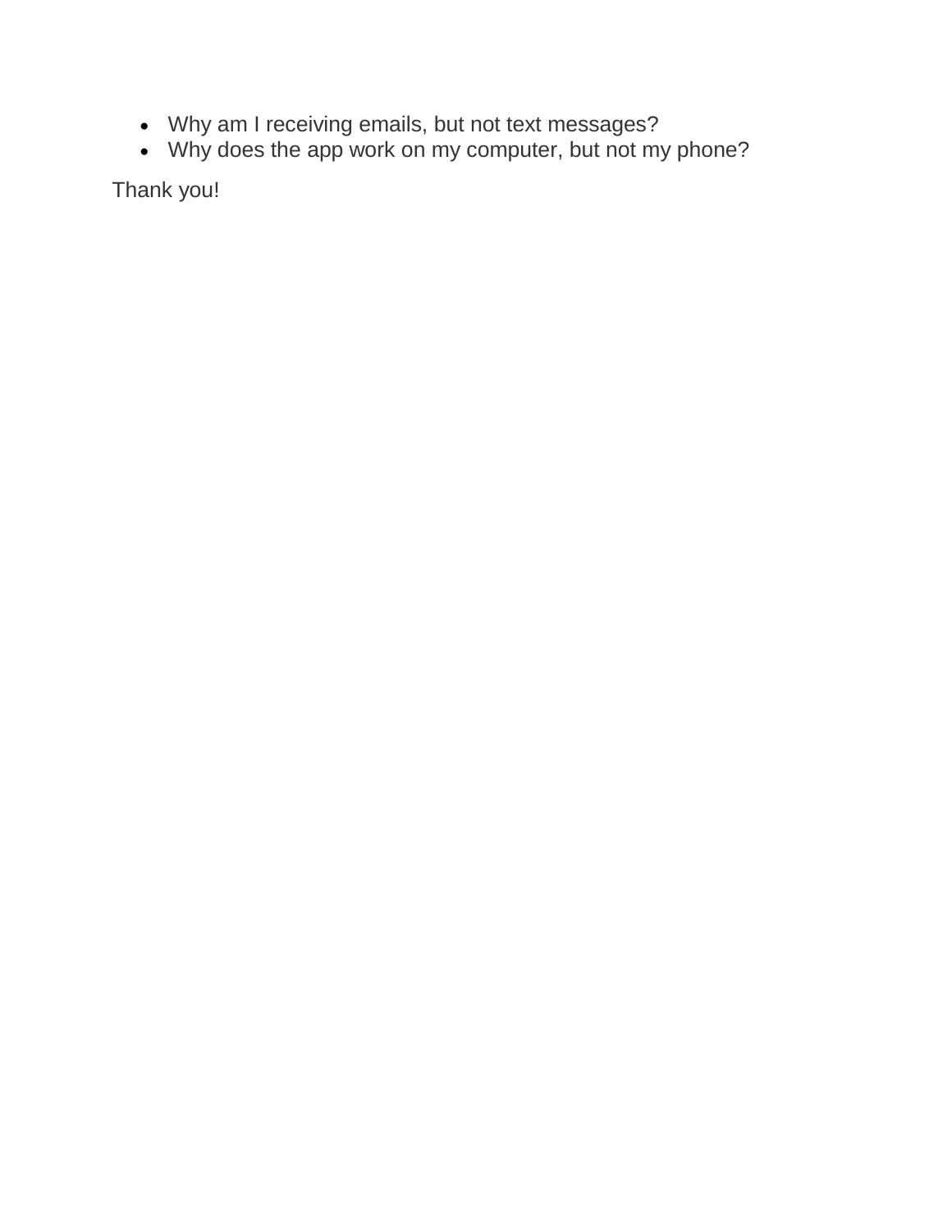- Why am I receiving emails, but not text messages?
- Why does the app work on my computer, but not my phone?

Thank you!